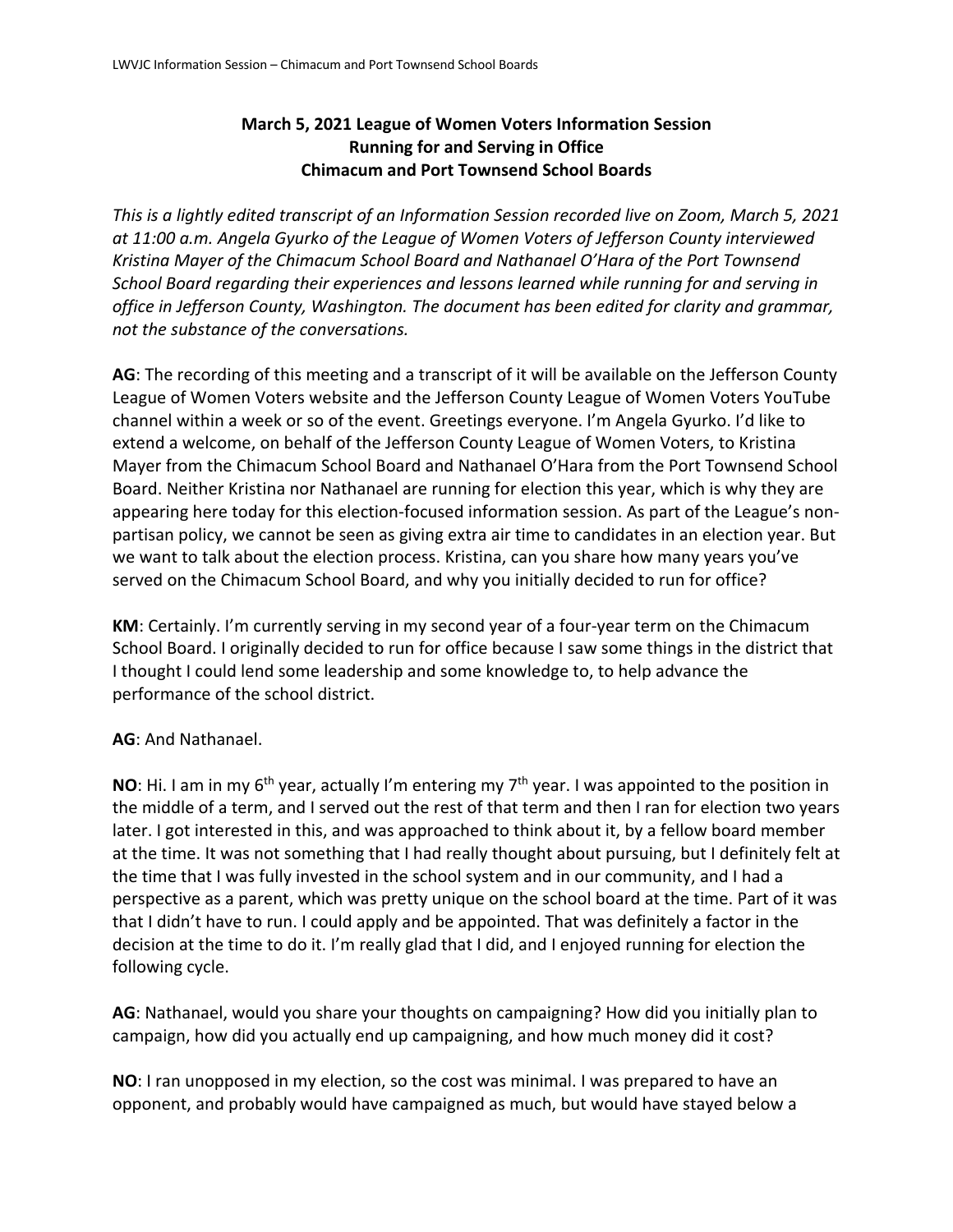# March 5, 2021 League of Women Voters Information Session
# Running for and Serving in Office
# Chimacum and Port Townsend School Boards

*This is a lightly edited transcript of an Information Session recorded live on Zoom, March 5, 2021 at 11:00 a.m. Angela Gyurko of the League of Women Voters of Jefferson County interviewed Kristina Mayer of the Chimacum School Board and Nathanael O'Hara of the Port Townsend School Board regarding their experiences and lessons learned while running for and serving in office in Jefferson County, Washington. The document has been edited for clarity and grammar, not the substance of the conversations.*

**AG**: The recording of this meeting and a transcript of it will be available on the Jefferson County League of Women Voters website and the Jefferson County League of Women Voters YouTube channel within a week or so of the event. Greetings everyone. I'm Angela Gyurko. I'd like to extend a welcome, on behalf of the Jefferson County League of Women Voters, to Kristina Mayer from the Chimacum School Board and Nathanael O'Hara from the Port Townsend School Board. Neither Kristina nor Nathanael are running for election this year, which is why they are appearing here today for this election-focused information session. As part of the League's non-partisan policy, we cannot be seen as giving extra air time to candidates in an election year. But we want to talk about the election process. Kristina, can you share how many years you've served on the Chimacum School Board, and why you initially decided to run for office?

**KM**: Certainly. I'm currently serving in my second year of a four-year term on the Chimacum School Board. I originally decided to run for office because I saw some things in the district that I thought I could lend some leadership and some knowledge to, to help advance the performance of the school district.

**AG**: And Nathanael.

**NO**: Hi. I am in my 6th year, actually I'm entering my 7th year. I was appointed to the position in the middle of a term, and I served out the rest of that term and then I ran for election two years later. I got interested in this, and was approached to think about it, by a fellow board member at the time. It was not something that I had really thought about pursuing, but I definitely felt at the time that I was fully invested in the school system and in our community, and I had a perspective as a parent, which was pretty unique on the school board at the time. Part of it was that I didn't have to run. I could apply and be appointed. That was definitely a factor in the decision at the time to do it. I'm really glad that I did, and I enjoyed running for election the following cycle.

**AG**: Nathanael, would you share your thoughts on campaigning? How did you initially plan to campaign, how did you actually end up campaigning, and how much money did it cost?

**NO**: I ran unopposed in my election, so the cost was minimal. I was prepared to have an opponent, and probably would have campaigned as much, but would have stayed below a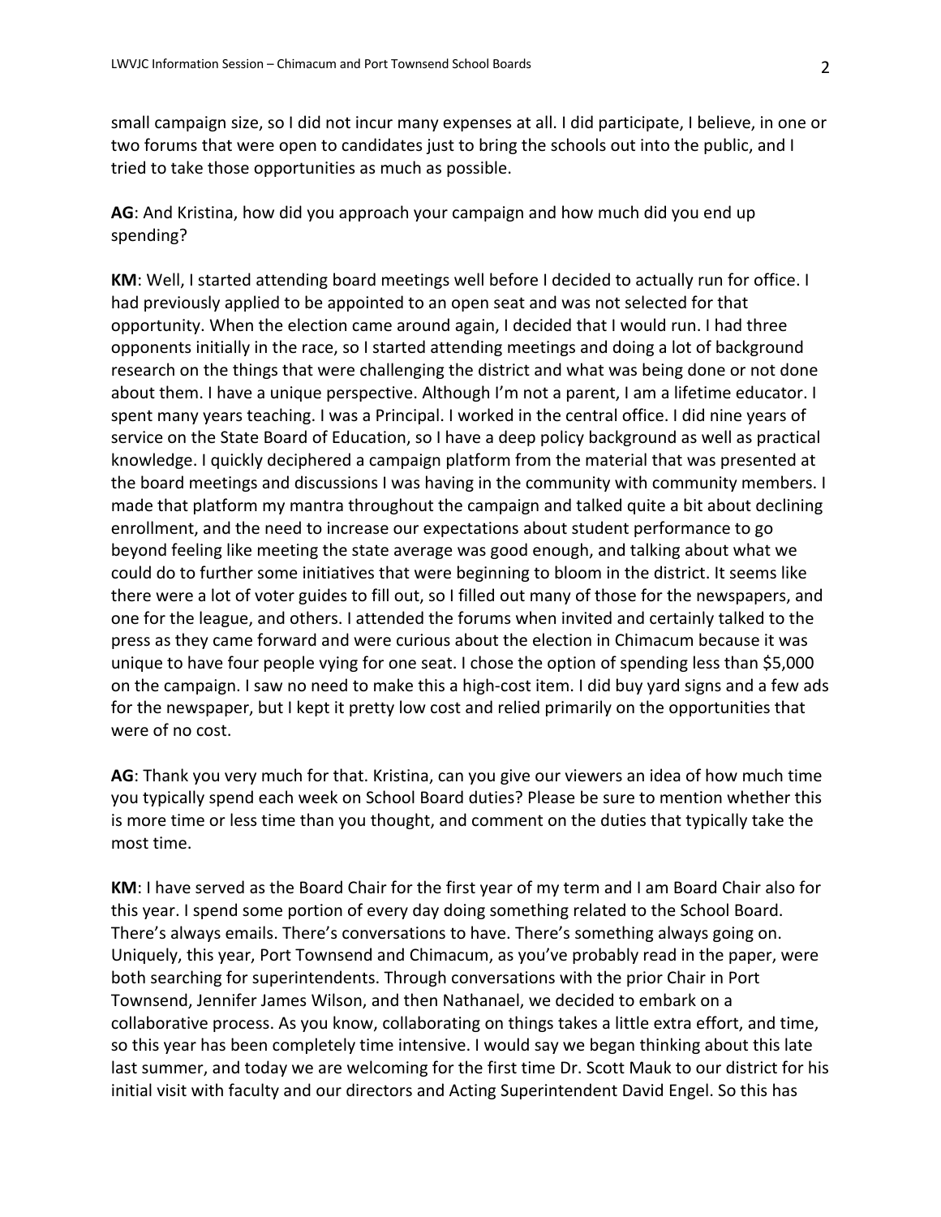small campaign size, so I did not incur many expenses at all. I did participate, I believe, in one or two forums that were open to candidates just to bring the schools out into the public, and I tried to take those opportunities as much as possible.

**AG**: And Kristina, how did you approach your campaign and how much did you end up spending?

**KM**: Well, I started attending board meetings well before I decided to actually run for office. I had previously applied to be appointed to an open seat and was not selected for that opportunity. When the election came around again, I decided that I would run. I had three opponents initially in the race, so I started attending meetings and doing a lot of background research on the things that were challenging the district and what was being done or not done about them. I have a unique perspective. Although I'm not a parent, I am a lifetime educator. I spent many years teaching. I was a Principal. I worked in the central office. I did nine years of service on the State Board of Education, so I have a deep policy background as well as practical knowledge. I quickly deciphered a campaign platform from the material that was presented at the board meetings and discussions I was having in the community with community members. I made that platform my mantra throughout the campaign and talked quite a bit about declining enrollment, and the need to increase our expectations about student performance to go beyond feeling like meeting the state average was good enough, and talking about what we could do to further some initiatives that were beginning to bloom in the district. It seems like there were a lot of voter guides to fill out, so I filled out many of those for the newspapers, and one for the league, and others. I attended the forums when invited and certainly talked to the press as they came forward and were curious about the election in Chimacum because it was unique to have four people vying for one seat. I chose the option of spending less than $5,000 on the campaign. I saw no need to make this a high-cost item. I did buy yard signs and a few ads for the newspaper, but I kept it pretty low cost and relied primarily on the opportunities that were of no cost.

**AG**: Thank you very much for that. Kristina, can you give our viewers an idea of how much time you typically spend each week on School Board duties? Please be sure to mention whether this is more time or less time than you thought, and comment on the duties that typically take the most time.

**KM**: I have served as the Board Chair for the first year of my term and I am Board Chair also for this year. I spend some portion of every day doing something related to the School Board. There's always emails. There's conversations to have. There's something always going on. Uniquely, this year, Port Townsend and Chimacum, as you've probably read in the paper, were both searching for superintendents. Through conversations with the prior Chair in Port Townsend, Jennifer James Wilson, and then Nathanael, we decided to embark on a collaborative process. As you know, collaborating on things takes a little extra effort, and time, so this year has been completely time intensive. I would say we began thinking about this late last summer, and today we are welcoming for the first time Dr. Scott Mauk to our district for his initial visit with faculty and our directors and Acting Superintendent David Engel. So this has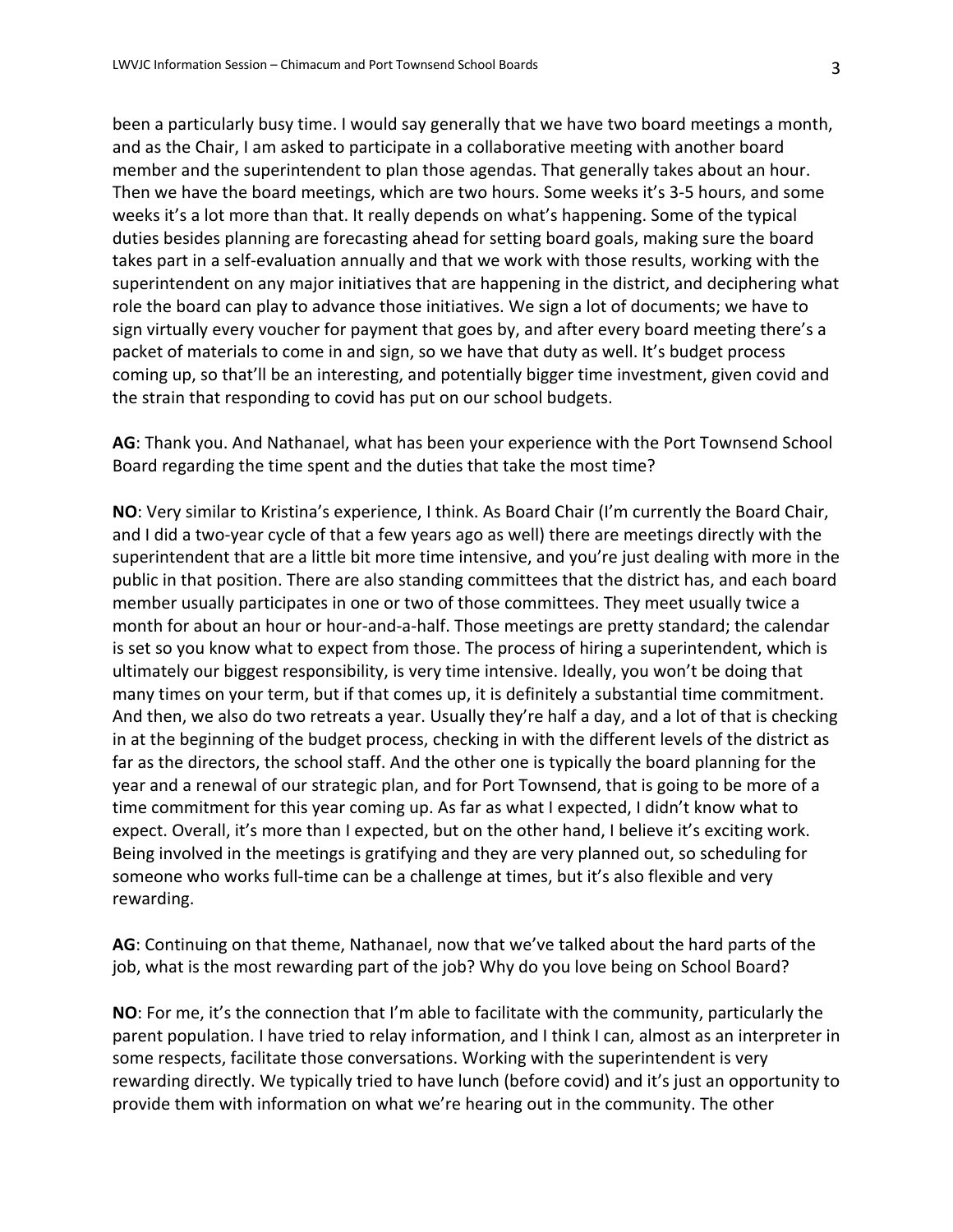been a particularly busy time. I would say generally that we have two board meetings a month, and as the Chair, I am asked to participate in a collaborative meeting with another board member and the superintendent to plan those agendas. That generally takes about an hour. Then we have the board meetings, which are two hours. Some weeks it's 3-5 hours, and some weeks it's a lot more than that. It really depends on what's happening. Some of the typical duties besides planning are forecasting ahead for setting board goals, making sure the board takes part in a self-evaluation annually and that we work with those results, working with the superintendent on any major initiatives that are happening in the district, and deciphering what role the board can play to advance those initiatives. We sign a lot of documents; we have to sign virtually every voucher for payment that goes by, and after every board meeting there's a packet of materials to come in and sign, so we have that duty as well. It's budget process coming up, so that'll be an interesting, and potentially bigger time investment, given covid and the strain that responding to covid has put on our school budgets.

**AG**: Thank you. And Nathanael, what has been your experience with the Port Townsend School Board regarding the time spent and the duties that take the most time?

**NO**: Very similar to Kristina's experience, I think. As Board Chair (I'm currently the Board Chair, and I did a two-year cycle of that a few years ago as well) there are meetings directly with the superintendent that are a little bit more time intensive, and you're just dealing with more in the public in that position. There are also standing committees that the district has, and each board member usually participates in one or two of those committees. They meet usually twice a month for about an hour or hour-and-a-half. Those meetings are pretty standard; the calendar is set so you know what to expect from those. The process of hiring a superintendent, which is ultimately our biggest responsibility, is very time intensive. Ideally, you won't be doing that many times on your term, but if that comes up, it is definitely a substantial time commitment. And then, we also do two retreats a year. Usually they're half a day, and a lot of that is checking in at the beginning of the budget process, checking in with the different levels of the district as far as the directors, the school staff. And the other one is typically the board planning for the year and a renewal of our strategic plan, and for Port Townsend, that is going to be more of a time commitment for this year coming up. As far as what I expected, I didn't know what to expect. Overall, it's more than I expected, but on the other hand, I believe it's exciting work. Being involved in the meetings is gratifying and they are very planned out, so scheduling for someone who works full-time can be a challenge at times, but it's also flexible and very rewarding.

**AG**: Continuing on that theme, Nathanael, now that we've talked about the hard parts of the job, what is the most rewarding part of the job? Why do you love being on School Board?

**NO**: For me, it's the connection that I'm able to facilitate with the community, particularly the parent population. I have tried to relay information, and I think I can, almost as an interpreter in some respects, facilitate those conversations. Working with the superintendent is very rewarding directly. We typically tried to have lunch (before covid) and it's just an opportunity to provide them with information on what we're hearing out in the community. The other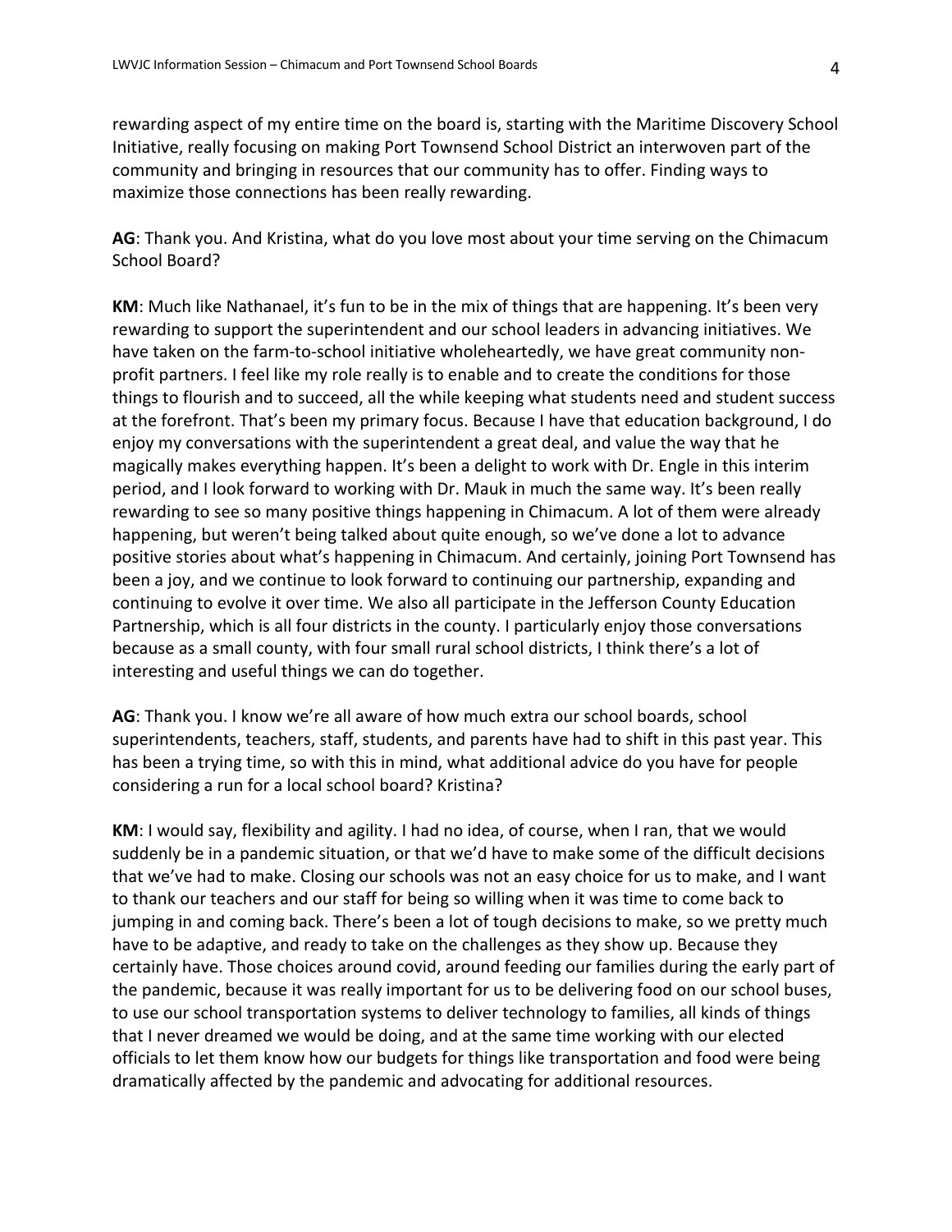rewarding aspect of my entire time on the board is, starting with the Maritime Discovery School Initiative, really focusing on making Port Townsend School District an interwoven part of the community and bringing in resources that our community has to offer. Finding ways to maximize those connections has been really rewarding.

**AG**: Thank you. And Kristina, what do you love most about your time serving on the Chimacum School Board?

**KM**: Much like Nathanael, it's fun to be in the mix of things that are happening. It's been very rewarding to support the superintendent and our school leaders in advancing initiatives. We have taken on the farm-to-school initiative wholeheartedly, we have great community non-profit partners. I feel like my role really is to enable and to create the conditions for those things to flourish and to succeed, all the while keeping what students need and student success at the forefront. That's been my primary focus. Because I have that education background, I do enjoy my conversations with the superintendent a great deal, and value the way that he magically makes everything happen. It's been a delight to work with Dr. Engle in this interim period, and I look forward to working with Dr. Mauk in much the same way. It's been really rewarding to see so many positive things happening in Chimacum. A lot of them were already happening, but weren't being talked about quite enough, so we've done a lot to advance positive stories about what's happening in Chimacum. And certainly, joining Port Townsend has been a joy, and we continue to look forward to continuing our partnership, expanding and continuing to evolve it over time. We also all participate in the Jefferson County Education Partnership, which is all four districts in the county. I particularly enjoy those conversations because as a small county, with four small rural school districts, I think there's a lot of interesting and useful things we can do together.

**AG**: Thank you. I know we're all aware of how much extra our school boards, school superintendents, teachers, staff, students, and parents have had to shift in this past year. This has been a trying time, so with this in mind, what additional advice do you have for people considering a run for a local school board? Kristina?

**KM**: I would say, flexibility and agility. I had no idea, of course, when I ran, that we would suddenly be in a pandemic situation, or that we'd have to make some of the difficult decisions that we've had to make. Closing our schools was not an easy choice for us to make, and I want to thank our teachers and our staff for being so willing when it was time to come back to jumping in and coming back. There's been a lot of tough decisions to make, so we pretty much have to be adaptive, and ready to take on the challenges as they show up. Because they certainly have. Those choices around covid, around feeding our families during the early part of the pandemic, because it was really important for us to be delivering food on our school buses, to use our school transportation systems to deliver technology to families, all kinds of things that I never dreamed we would be doing, and at the same time working with our elected officials to let them know how our budgets for things like transportation and food were being dramatically affected by the pandemic and advocating for additional resources.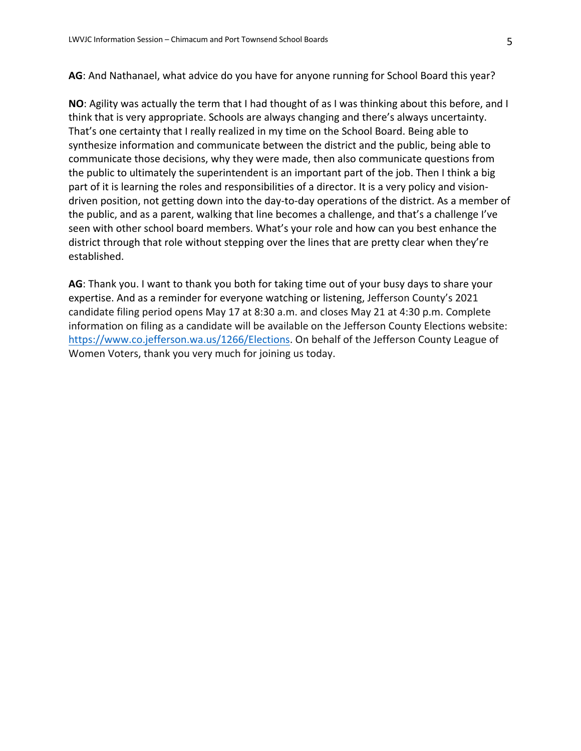**AG**: And Nathanael, what advice do you have for anyone running for School Board this year?

**NO**: Agility was actually the term that I had thought of as I was thinking about this before, and I think that is very appropriate. Schools are always changing and there's always uncertainty. That's one certainty that I really realized in my time on the School Board. Being able to synthesize information and communicate between the district and the public, being able to communicate those decisions, why they were made, then also communicate questions from the public to ultimately the superintendent is an important part of the job. Then I think a big part of it is learning the roles and responsibilities of a director. It is a very policy and vision-driven position, not getting down into the day-to-day operations of the district. As a member of the public, and as a parent, walking that line becomes a challenge, and that's a challenge I've seen with other school board members. What's your role and how can you best enhance the district through that role without stepping over the lines that are pretty clear when they're established.

**AG**: Thank you. I want to thank you both for taking time out of your busy days to share your expertise. And as a reminder for everyone watching or listening, Jefferson County's 2021 candidate filing period opens May 17 at 8:30 a.m. and closes May 21 at 4:30 p.m. Complete information on filing as a candidate will be available on the Jefferson County Elections website: https://www.co.jefferson.wa.us/1266/Elections. On behalf of the Jefferson County League of Women Voters, thank you very much for joining us today.